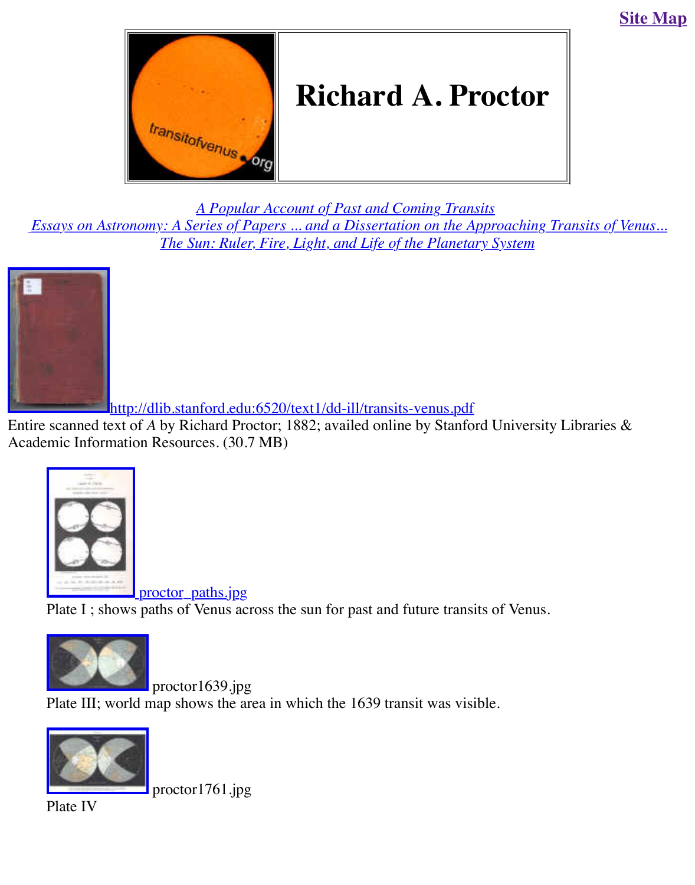Site Map

# Richard A. Proctor

*A Popular Account of Past and Coming Transits*
*Essays on Astronomy: A Series of Papers ... and a Dissertation on the Approaching Transits of Venus...*
*The Sun: Ruler, Fire, Light, and Life of the Planetary System*

http://dlib.stanford.edu:6520/text1/dd-ill/transits-venus.pdf
Entire scanned text of *A* by Richard Proctor; 1882; availed online by Stanford University Libraries & Academic Information Resources. (30.7 MB)

proctor_paths.jpg
Plate I ; shows paths of Venus across the sun for past and future transits of Venus.

proctor1639.jpg
Plate III; world map shows the area in which the 1639 transit was visible.

proctor1761.jpg
Plate IV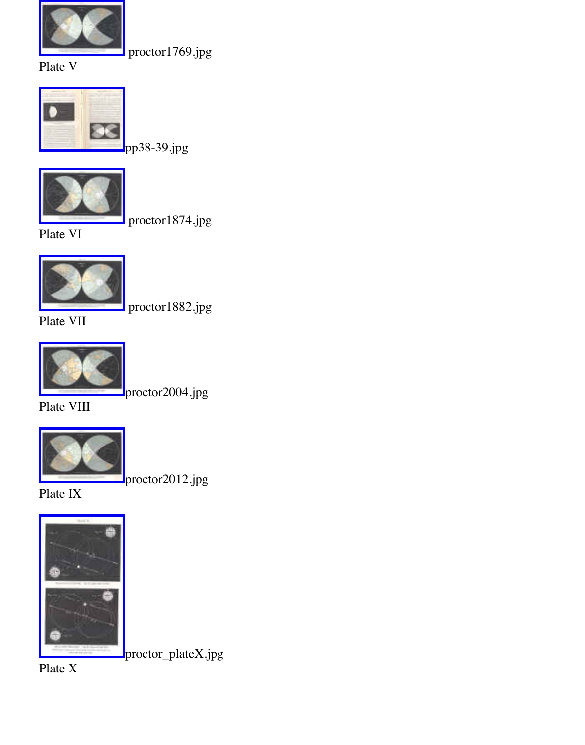proctor1769.jpg

Plate V

pp38-39.jpg

proctor1874.jpg

Plate VI

proctor1882.jpg

Plate VII

proctor2004.jpg

Plate VIII

proctor2012.jpg

Plate IX

proctor_plateX.jpg

Plate X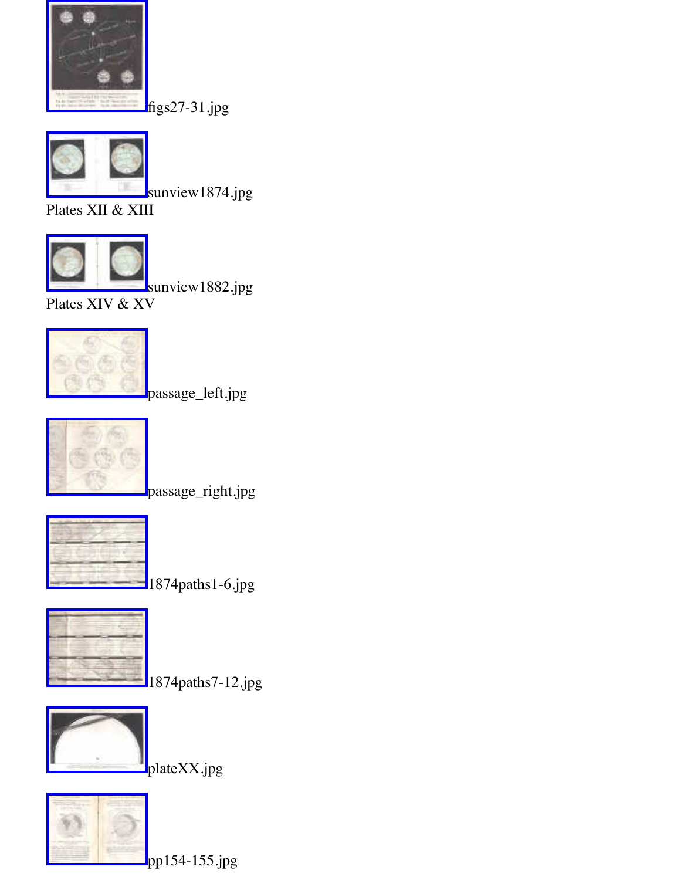figs27-31.jpg

sunview1874.jpg
Plates XII & XIII

sunview1882.jpg
Plates XIV & XV

passage_left.jpg

passage_right.jpg

1874paths1-6.jpg

1874paths7-12.jpg

plateXX.jpg

pp154-155.jpg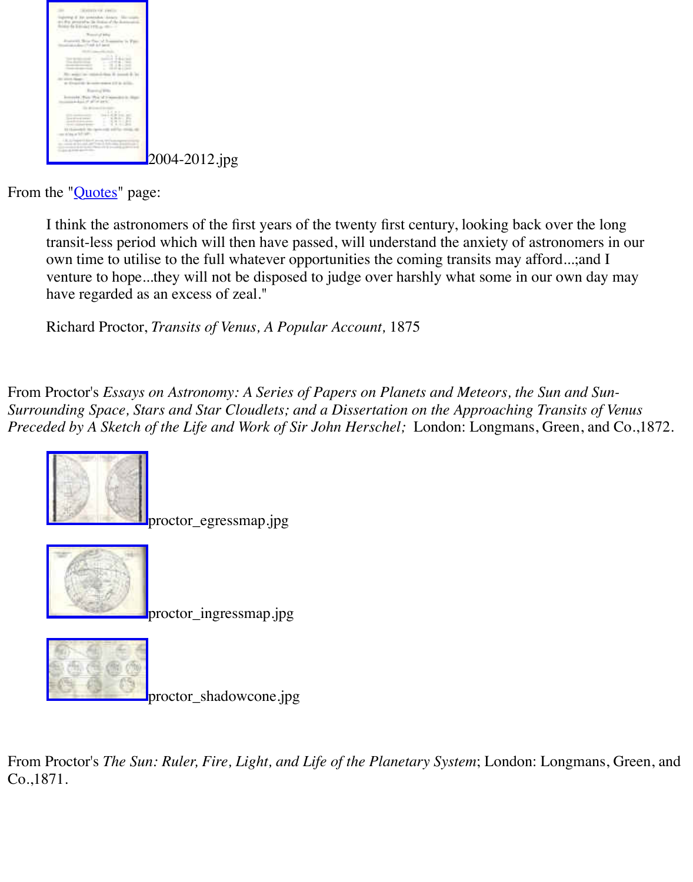2004-2012.jpg

From the "Quotes" page:

> I think the astronomers of the first years of the twenty first century, looking back over the long transit-less period which will then have passed, will understand the anxiety of astronomers in our own time to utilise to the full whatever opportunities the coming transits may afford...;and I venture to hope...they will not be disposed to judge over harshly what some in our own day may have regarded as an excess of zeal."
>
> Richard Proctor, *Transits of Venus, A Popular Account,* 1875

From Proctor's *Essays on Astronomy: A Series of Papers on Planets and Meteors, the Sun and Sun-Surrounding Space, Stars and Star Cloudlets; and a Dissertation on the Approaching Transits of Venus Preceded by A Sketch of the Life and Work of Sir John Herschel;* London: Longmans, Green, and Co.,1872.

proctor_egressmap.jpg

proctor_ingressmap.jpg

proctor_shadowcone.jpg

From Proctor's *The Sun: Ruler, Fire, Light, and Life of the Planetary System*; London: Longmans, Green, and Co.,1871.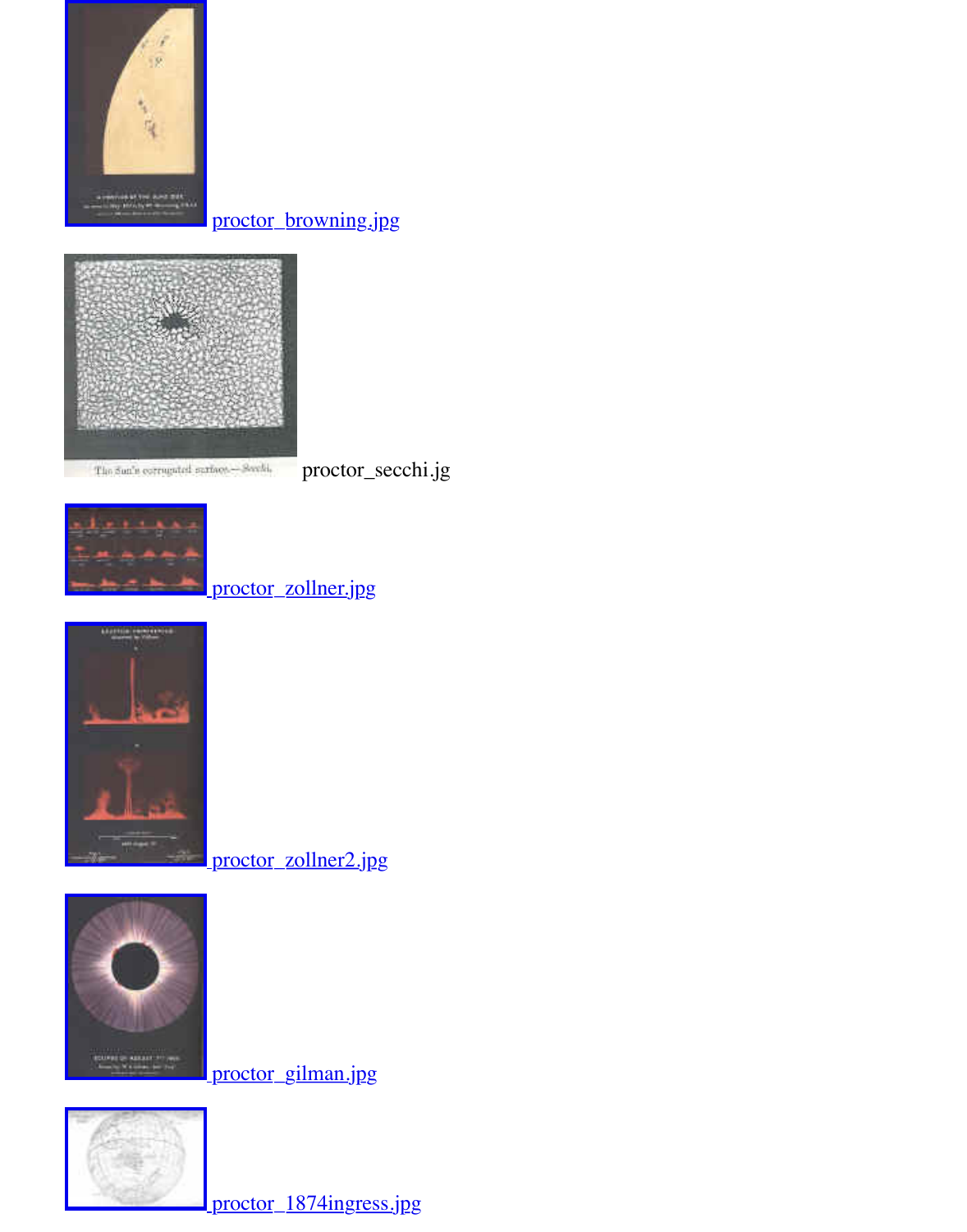proctor_browning.jpg

proctor_secchi.jg

proctor_zollner.jpg

proctor_zollner2.jpg

proctor_gilman.jpg

proctor_1874ingress.jpg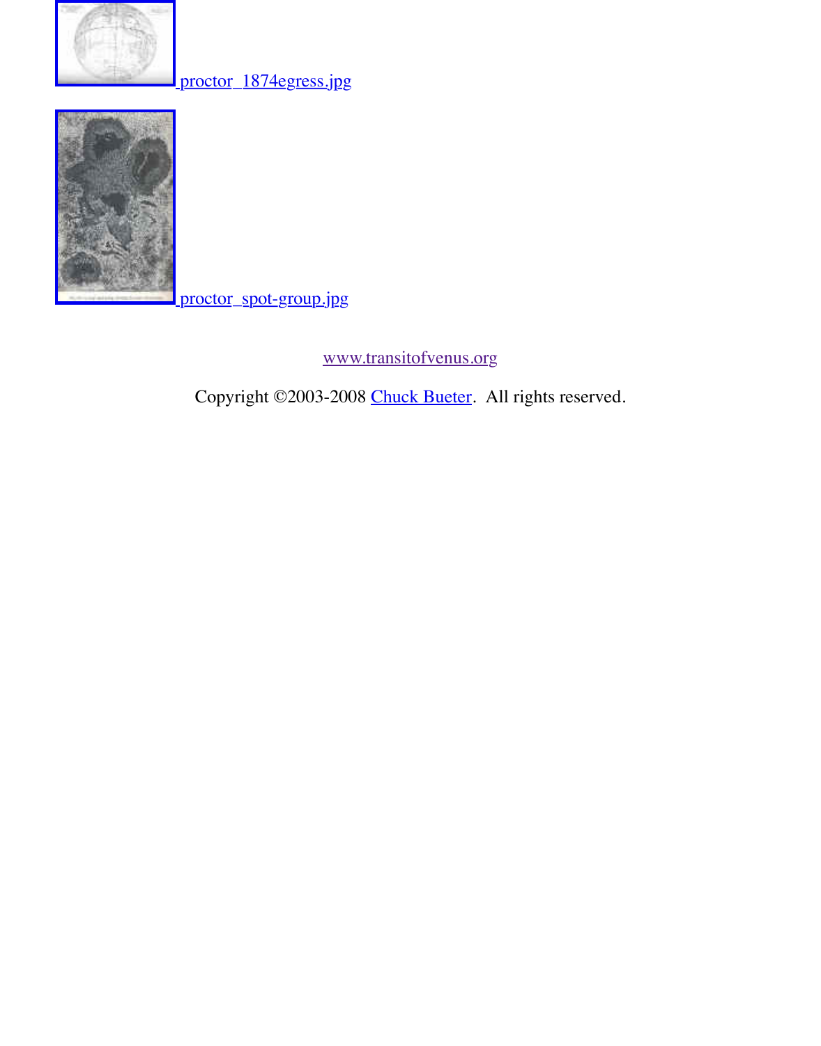proctor_1874egress.jpg

proctor_spot-group.jpg

www.transitofvenus.org

Copyright ©2003-2008 Chuck Bueter.  All rights reserved.